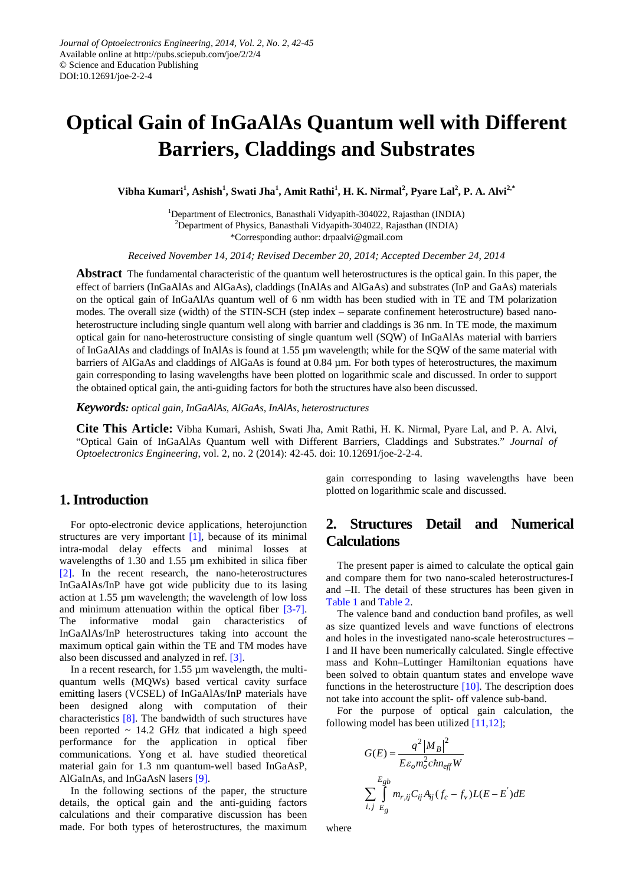Journal of Optoelectronics Engineering, 2014, Vol. 2, No. 2, 42-45
Available online at http://pubs.sciepub.com/joe/2/2/4
© Science and Education Publishing
DOI:10.12691/joe-2-2-4

# Optical Gain of InGaAlAs Quantum well with Different Barriers, Claddings and Substrates

**Vibha Kumari[1], Ashish[1], Swati Jha[1], Amit Rathi[1], H. K. Nirmal[2], Pyare Lal[2], P. A. Alvi[2,*]**

[1]Department of Electronics, Banasthali Vidyapith-304022, Rajasthan (INDIA)
[2]Department of Physics, Banasthali Vidyapith-304022, Rajasthan (INDIA)
*Corresponding author: drpaalvi@gmail.com

*Received November 14, 2014; Revised December 20, 2014; Accepted December 24, 2014*

**Abstract** The fundamental characteristic of the quantum well heterostructures is the optical gain. In this paper, the effect of barriers (InGaAlAs and AlGaAs), claddings (InAlAs and AlGaAs) and substrates (InP and GaAs) materials on the optical gain of InGaAlAs quantum well of 6 nm width has been studied with in TE and TM polarization modes. The overall size (width) of the STIN-SCH (step index – separate confinement heterostructure) based nano-heterostructure including single quantum well along with barrier and claddings is 36 nm. In TE mode, the maximum optical gain for nano-heterostructure consisting of single quantum well (SQW) of InGaAlAs material with barriers of InGaAlAs and claddings of InAlAs is found at 1.55 µm wavelength; while for the SQW of the same material with barriers of AlGaAs and claddings of AlGaAs is found at 0.84 µm. For both types of heterostructures, the maximum gain corresponding to lasing wavelengths have been plotted on logarithmic scale and discussed. In order to support the obtained optical gain, the anti-guiding factors for both the structures have also been discussed.

***Keywords:*** *optical gain, InGaAlAs, AlGaAs, InAlAs, heterostructures*

**Cite This Article:** Vibha Kumari, Ashish, Swati Jha, Amit Rathi, H. K. Nirmal, Pyare Lal, and P. A. Alvi, "Optical Gain of InGaAlAs Quantum well with Different Barriers, Claddings and Substrates." *Journal of Optoelectronics Engineering*, vol. 2, no. 2 (2014): 42-45. doi: 10.12691/joe-2-2-4.

## 1. Introduction

For opto-electronic device applications, heterojunction structures are very important [1], because of its minimal intra-modal delay effects and minimal losses at wavelengths of 1.30 and 1.55 µm exhibited in silica fiber [2]. In the recent research, the nano-heterostructures InGaAlAs/InP have got wide publicity due to its lasing action at 1.55 µm wavelength; the wavelength of low loss and minimum attenuation within the optical fiber [3-7]. The informative modal gain characteristics of InGaAlAs/InP heterostructures taking into account the maximum optical gain within the TE and TM modes have also been discussed and analyzed in ref. [3].

In a recent research, for 1.55 µm wavelength, the multi-quantum wells (MQWs) based vertical cavity surface emitting lasers (VCSEL) of InGaAlAs/InP materials have been designed along with computation of their characteristics [8]. The bandwidth of such structures have been reported ~ 14.2 GHz that indicated a high speed performance for the application in optical fiber communications. Yong et al. have studied theoretical material gain for 1.3 nm quantum-well based InGaAsP, AlGaInAs, and InGaAsN lasers [9].

In the following sections of the paper, the structure details, the optical gain and the anti-guiding factors calculations and their comparative discussion has been made. For both types of heterostructures, the maximum gain corresponding to lasing wavelengths have been plotted on logarithmic scale and discussed.

## 2. Structures Detail and Numerical Calculations

The present paper is aimed to calculate the optical gain and compare them for two nano-scaled heterostructures-I and –II. The detail of these structures has been given in Table 1 and Table 2.

The valence band and conduction band profiles, as well as size quantized levels and wave functions of electrons and holes in the investigated nano-scale heterostructures – I and II have been numerically calculated. Single effective mass and Kohn–Luttinger Hamiltonian equations have been solved to obtain quantum states and envelope wave functions in the heterostructure [10]. The description does not take into account the split- off valence sub-band.

For the purpose of optical gain calculation, the following model has been utilized [11,12];

$$G(E) = \frac{q^2 |M_B|^2}{E \varepsilon_o m_o^2 c \hbar n_{eff} W} \sum_{i,j} \int_{E_g}^{E_{gb}} m_{r,ij} C_{ij} A_{ij} (f_c - f_v) L(E - E^{'}) dE$$

where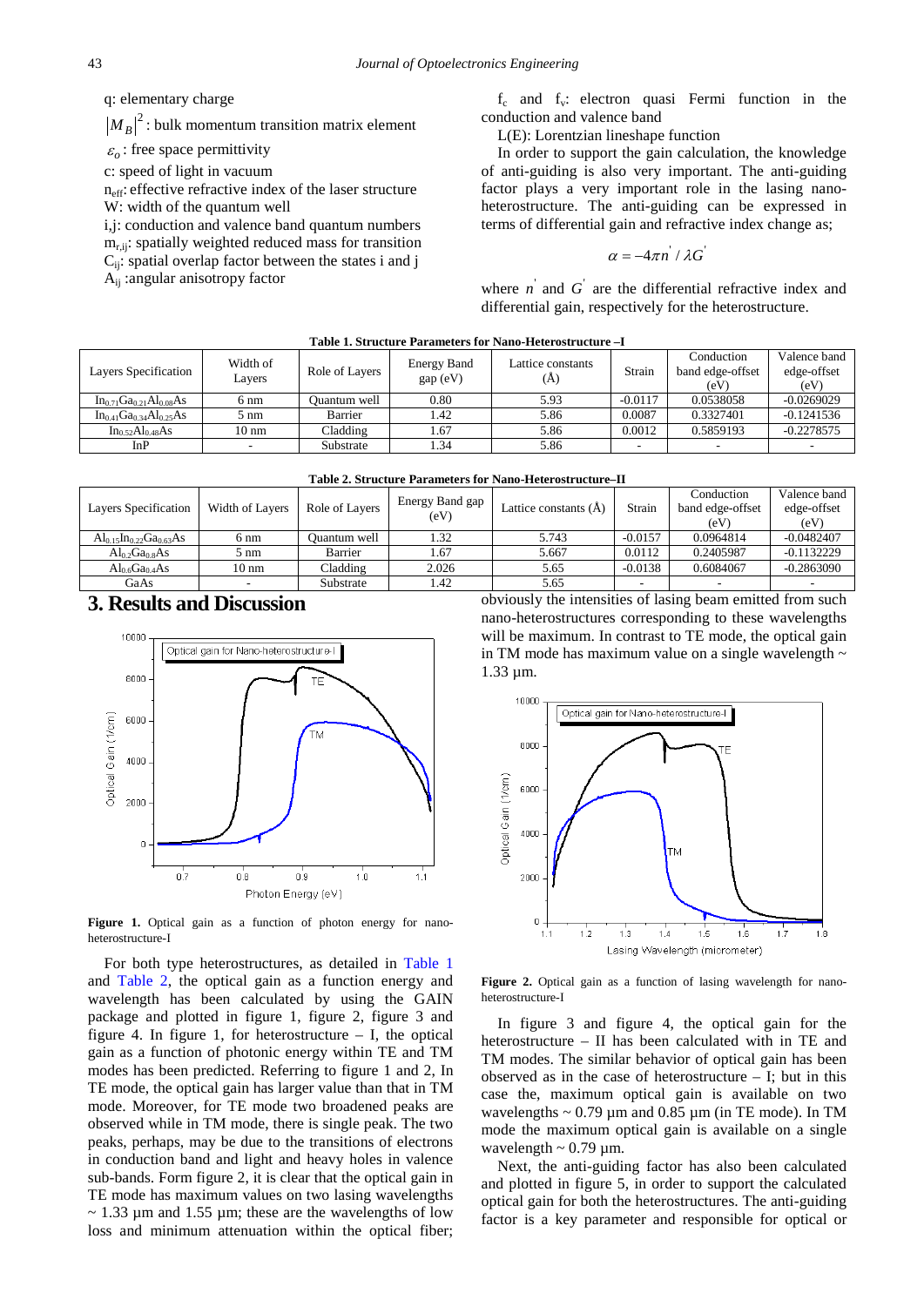q: elementary charge

$|M_B|^2$: bulk momentum transition matrix element

$\varepsilon_o$: free space permittivity

c: speed of light in vacuum

$n_{eff}$: effective refractive index of the laser structure

W: width of the quantum well

i,j: conduction and valence band quantum numbers

$m_{r,ij}$: spatially weighted reduced mass for transition

$C_{ij}$: spatial overlap factor between the states i and j

$A_{ij}$ :angular anisotropy factor

$f_c$ and $f_v$: electron quasi Fermi function in the conduction and valence band

L(E): Lorentzian lineshape function

In order to support the gain calculation, the knowledge of anti-guiding is also very important. The anti-guiding factor plays a very important role in the lasing nano-heterostructure. The anti-guiding can be expressed in terms of differential gain and refractive index change as;

$$\alpha = -4\pi n' / \lambda G'$$

where $n'$ and $G'$ are the differential refractive index and differential gain, respectively for the heterostructure.

**Table 1. Structure Parameters for Nano-Heterostructure –I**

| Layers Specification | Width of Layers | Role of Layers | Energy Band gap (eV) | Lattice constants (Å) | Strain | Conduction band edge-offset (eV) | Valence band edge-offset (eV) |
|---|---|---|---|---|---|---|---|
| $In_{0.71}Ga_{0.21}Al_{0.08}As$ | 6 nm | Quantum well | 0.80 | 5.93 | -0.0117 | 0.0538058 | -0.0269029 |
| $In_{0.41}Ga_{0.34}Al_{0.25}As$ | 5 nm | Barrier | 1.42 | 5.86 | 0.0087 | 0.3327401 | -0.1241536 |
| $In_{0.52}Al_{0.48}As$ | 10 nm | Cladding | 1.67 | 5.86 | 0.0012 | 0.5859193 | -0.2278575 |
| InP | - | Substrate | 1.34 | 5.86 | - | - | - |

**Table 2. Structure Parameters for Nano-Heterostructure–II**

| Layers Specification | Width of Layers | Role of Layers | Energy Band gap (eV) | Lattice constants (Å) | Strain | Conduction band edge-offset (eV) | Valence band edge-offset (eV) |
|---|---|---|---|---|---|---|---|
| $Al_{0.15}In_{0.22}Ga_{0.63}As$ | 6 nm | Quantum well | 1.32 | 5.743 | -0.0157 | 0.0964814 | -0.0482407 |
| $Al_{0.2}Ga_{0.8}As$ | 5 nm | Barrier | 1.67 | 5.667 | 0.0112 | 0.2405987 | -0.1132229 |
| $Al_{0.6}Ga_{0.4}As$ | 10 nm | Cladding | 2.026 | 5.65 | -0.0138 | 0.6084067 | -0.2863090 |
| GaAs | - | Substrate | 1.42 | 5.65 | - | - | - |

## 3. Results and Discussion

**Figure 1.** Optical gain as a function of photon energy for nano-heterostructure-I

For both type heterostructures, as detailed in Table 1 and Table 2, the optical gain as a function energy and wavelength has been calculated by using the GAIN package and plotted in figure 1, figure 2, figure 3 and figure 4. In figure 1, for heterostructure – I, the optical gain as a function of photonic energy within TE and TM modes has been predicted. Referring to figure 1 and 2, In TE mode, the optical gain has larger value than that in TM mode. Moreover, for TE mode two broadened peaks are observed while in TM mode, there is single peak. The two peaks, perhaps, may be due to the transitions of electrons in conduction band and light and heavy holes in valence sub-bands. Form figure 2, it is clear that the optical gain in TE mode has maximum values on two lasing wavelengths ~ 1.33 µm and 1.55 µm; these are the wavelengths of low loss and minimum attenuation within the optical fiber; obviously the intensities of lasing beam emitted from such nano-heterostructures corresponding to these wavelengths will be maximum. In contrast to TE mode, the optical gain in TM mode has maximum value on a single wavelength ~ 1.33 µm.

**Figure 2.** Optical gain as a function of lasing wavelength for nano-heterostructure-I

In figure 3 and figure 4, the optical gain for the heterostructure – II has been calculated with in TE and TM modes. The similar behavior of optical gain has been observed as in the case of heterostructure – I; but in this case, the maximum optical gain is available on two wavelengths ~ 0.79 µm and 0.85 µm (in TE mode). In TM mode the maximum optical gain is available on a single wavelength ~ 0.79 µm.

Next, the anti-guiding factor has also been calculated and plotted in figure 5, in order to support the calculated optical gain for both the heterostructures. The anti-guiding factor is a key parameter and responsible for optical or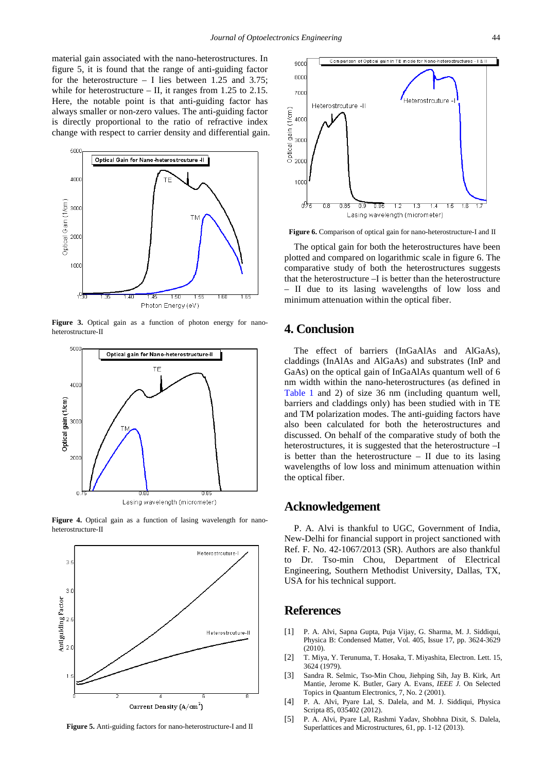material gain associated with the nano-heterostructures. In figure 5, it is found that the range of anti-guiding factor for the heterostructure – I lies between 1.25 and 3.75; while for heterostructure – II, it ranges from 1.25 to 2.15. Here, the notable point is that anti-guiding factor has always smaller or non-zero values. The anti-guiding factor is directly proportional to the ratio of refractive index change with respect to carrier density and differential gain.

**Figure 3.** Optical gain as a function of photon energy for nano-heterostructure-II

**Figure 4.** Optical gain as a function of lasing wavelength for nano-heterostructure-II

**Figure 5.** Anti-guiding factors for nano-heterostructure-I and II

**Figure 6.** Comparison of optical gain for nano-heterostructure-I and II

The optical gain for both the heterostructures have been plotted and compared on logarithmic scale in figure 6. The comparative study of both the heterostructures suggests that the heterostructure –I is better than the heterostructure – II due to its lasing wavelengths of low loss and minimum attenuation within the optical fiber.

## 4. Conclusion

The effect of barriers (InGaAlAs and AlGaAs), claddings (InAlAs and AlGaAs) and substrates (InP and GaAs) on the optical gain of InGaAlAs quantum well of 6 nm width within the nano-heterostructures (as defined in Table 1 and 2) of size 36 nm (including quantum well, barriers and claddings only) has been studied with in TE and TM polarization modes. The anti-guiding factors have also been calculated for both the heterostructures and discussed. On behalf of the comparative study of both the heterostructures, it is suggested that the heterostructure –I is better than the heterostructure – II due to its lasing wavelengths of low loss and minimum attenuation within the optical fiber.

## Acknowledgement

P. A. Alvi is thankful to UGC, Government of India, New-Delhi for financial support in project sanctioned with Ref. F. No. 42-1067/2013 (SR). Authors are also thankful to Dr. Tso-min Chou, Department of Electrical Engineering, Southern Methodist University, Dallas, TX, USA for his technical support.

## References

[1] P. A. Alvi, Sapna Gupta, Puja Vijay, G. Sharma, M. J. Siddiqui, Physica B: Condensed Matter, Vol. 405, Issue 17, pp. 3624-3629 (2010).

[2] T. Miya, Y. Terunuma, T. Hosaka, T. Miyashita, Electron. Lett. 15, 3624 (1979).

[3] Sandra R. Selmic, Tso-Min Chou, Jiehping Sih, Jay B. Kirk, Art Mantie, Jerome K. Butler, Gary A. Evans, *IEEE J.* On Selected Topics in Quantum Electronics, 7, No. 2 (2001).

[4] P. A. Alvi, Pyare Lal, S. Dalela, and M. J. Siddiqui, Physica Scripta 85, 035402 (2012).

[5] P. A. Alvi, Pyare Lal, Rashmi Yadav, Shobhna Dixit, S. Dalela, Superlattices and Microstructures, 61, pp. 1-12 (2013).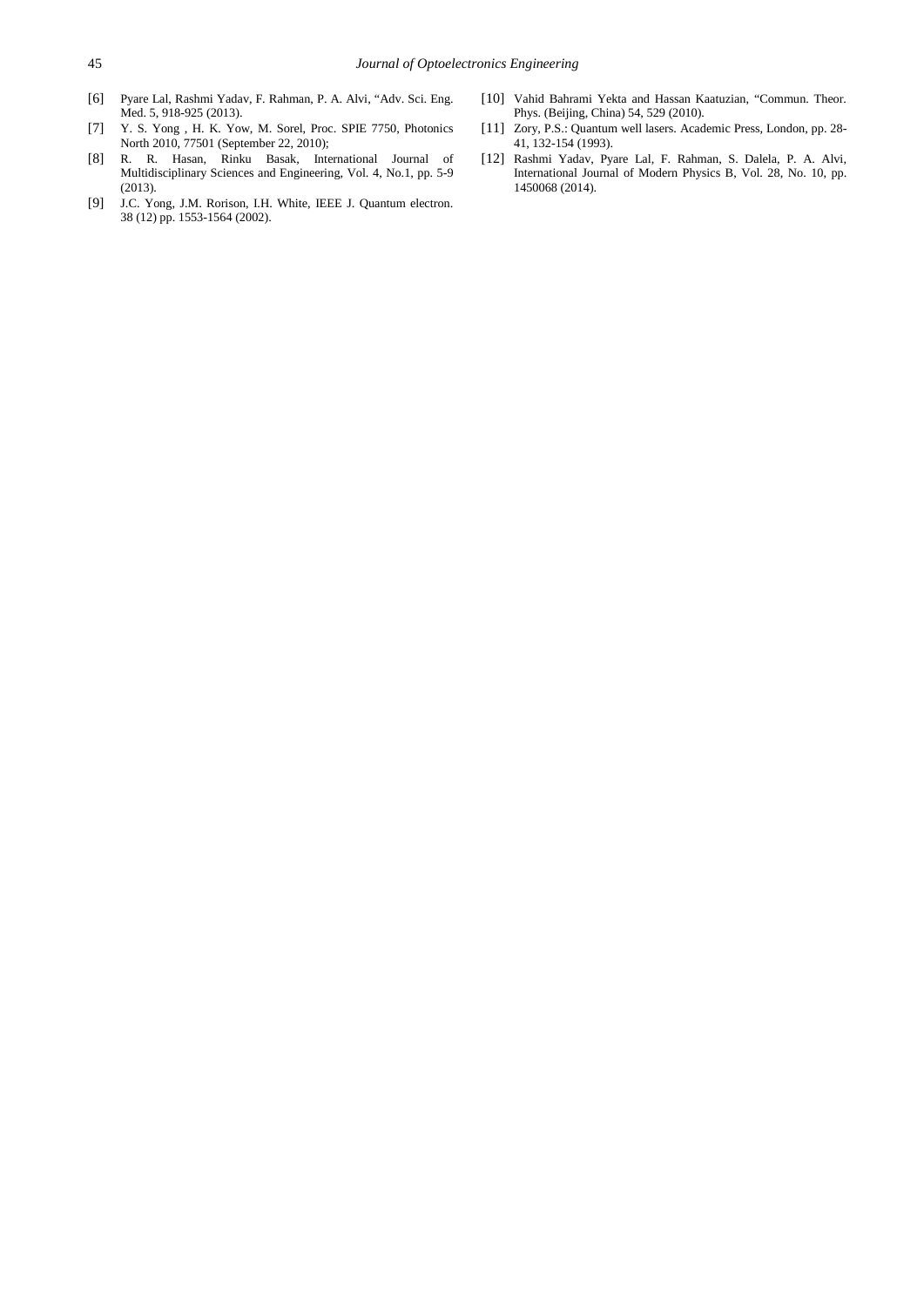[6] Pyare Lal, Rashmi Yadav, F. Rahman, P. A. Alvi, "Adv. Sci. Eng. Med. 5, 918-925 (2013).

[7] Y. S. Yong , H. K. Yow, M. Sorel, Proc. SPIE 7750, Photonics North 2010, 77501 (September 22, 2010);

[8] R. R. Hasan, Rinku Basak, International Journal of Multidisciplinary Sciences and Engineering, Vol. 4, No.1, pp. 5-9 (2013).

[9] J.C. Yong, J.M. Rorison, I.H. White, IEEE J. Quantum electron. 38 (12) pp. 1553-1564 (2002).

[10] Vahid Bahrami Yekta and Hassan Kaatuzian, "Commun. Theor. Phys. (Beijing, China) 54, 529 (2010).

[11] Zory, P.S.: Quantum well lasers. Academic Press, London, pp. 28-41, 132-154 (1993).

[12] Rashmi Yadav, Pyare Lal, F. Rahman, S. Dalela, P. A. Alvi, International Journal of Modern Physics B, Vol. 28, No. 10, pp. 1450068 (2014).